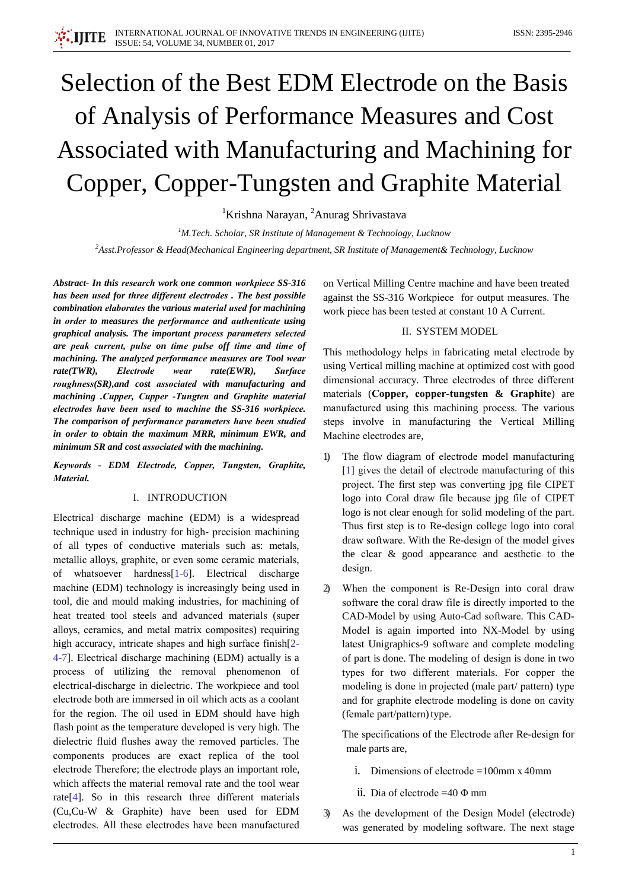# Selection of the Best EDM Electrode on the Basis of Analysis of Performance Measures and Cost Associated with Manufacturing and Machining for Copper, Copper-Tungsten and Graphite Material

[1]Krishna Narayan, [2]Anurag Shrivastava

*[1]M.Tech. Scholar, SR Institute of Management & Technology, Lucknow*

*[2]Asst.Professor & Head(Mechanical Engineering department, SR Institute of Management& Technology, Lucknow*

***Abstract- In this research work one common workpiece SS-316 has been used for three different electrodes . The best possible combination elaborates the various material used for machining in order to measures the performance and authenticate using graphical analysis. The important process parameters selected are peak current, pulse on time pulse off time and time of machining. The analyzed performance measures are Tool wear rate(TWR), Electrode wear rate(EWR), Surface roughness(SR),and cost associated with manufacturing and machining .Cupper, Cupper -Tungten and Graphite material electrodes have been used to machine the SS-316 workpiece. The comparison of performance parameters have been studied in order to obtain the maximum MRR, minimum EWR, and minimum SR and cost associated with the machining.***

***Keywords - EDM Electrode, Copper, Tungsten, Graphite, Material.***

## I. INTRODUCTION

Electrical discharge machine (EDM) is a widespread technique used in industry for high- precision machining of all types of conductive materials such as: metals, metallic alloys, graphite, or even some ceramic materials, of whatsoever hardness[1-6]. Electrical discharge machine (EDM) technology is increasingly being used in tool, die and mould making industries, for machining of heat treated tool steels and advanced materials (super alloys, ceramics, and metal matrix composites) requiring high accuracy, intricate shapes and high surface finish[2-4-7]. Electrical discharge machining (EDM) actually is a process of utilizing the removal phenomenon of electrical-discharge in dielectric. The workpiece and tool electrode both are immersed in oil which acts as a coolant for the region. The oil used in EDM should have high flash point as the temperature developed is very high. The dielectric fluid flushes away the removed particles. The components produces are exact replica of the tool electrode Therefore; the electrode plays an important role, which affects the material removal rate and the tool wear rate[4]. So in this research three different materials (Cu,Cu-W & Graphite) have been used for EDM electrodes. All these electrodes have been manufactured on Vertical Milling Centre machine and have been treated against the SS-316 Workpiece for output measures. The work piece has been tested at constant 10 A Current.

## II. SYSTEM MODEL

This methodology helps in fabricating metal electrode by using Vertical milling machine at optimized cost with good dimensional accuracy. Three electrodes of three different materials (**Copper, copper-tungsten & Graphite**) are manufactured using this machining process. The various steps involve in manufacturing the Vertical Milling Machine electrodes are,

1) The flow diagram of electrode model manufacturing [1] gives the detail of electrode manufacturing of this project. The first step was converting jpg file CIPET logo into Coral draw file because jpg file of CIPET logo is not clear enough for solid modeling of the part. Thus first step is to Re-design college logo into coral draw software. With the Re-design of the model gives the clear & good appearance and aesthetic to the design.

2) When the component is Re-Design into coral draw software the coral draw file is directly imported to the CAD-Model by using Auto-Cad software. This CAD-Model is again imported into NX-Model by using latest Unigraphics-9 software and complete modeling of part is done. The modeling of design is done in two types for two different materials. For copper the modeling is done in projected (male part/ pattern) type and for graphite electrode modeling is done on cavity (female part/pattern) type.

   The specifications of the Electrode after Re-design for male parts are,

   i. Dimensions of electrode =100mm x 40mm

   ii. Dia of electrode =40 Φ mm

3) As the development of the Design Model (electrode) was generated by modeling software. The next stage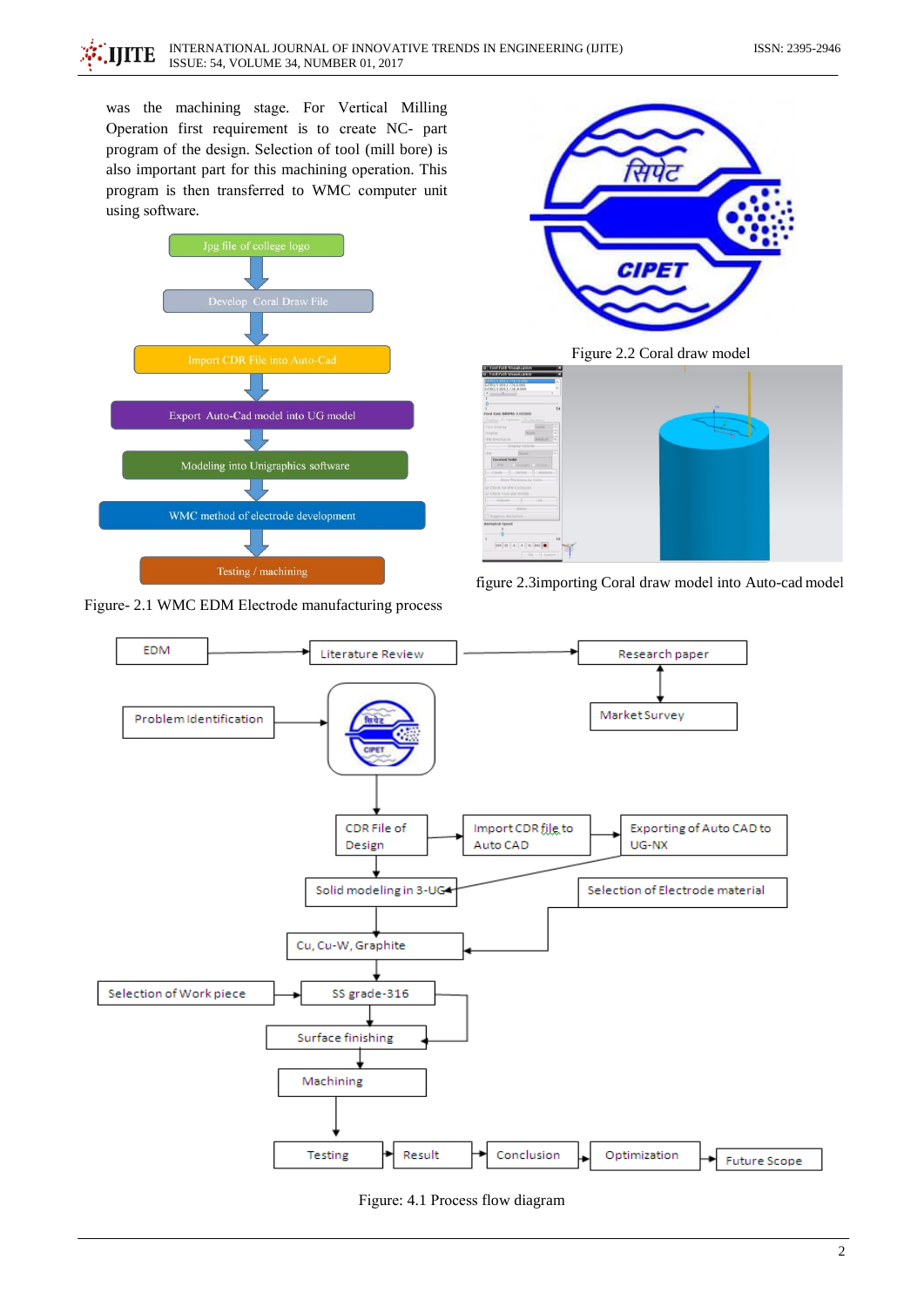was the machining stage. For Vertical Milling Operation first requirement is to create NC- part program of the design. Selection of tool (mill bore) is also important part for this machining operation. This program is then transferred to WMC computer unit using software.

Jpg file of college logo

Develop Coral Draw File

Import CDR File into Auto-Cad

Export Auto-Cad model into UG model

Modeling into Unigraphics software

WMC method of electrode development

Testing / machining

Figure- 2.1 WMC EDM Electrode manufacturing process

Figure 2.2 Coral draw model

figure 2.3importing Coral draw model into Auto-cad model

EDM → Literature Review → Research paper ↔ Market Survey

Problem Identification →

CDR File of Design → Import CDR file to Auto CAD → Exporting of Auto CAD to UG-NX

Solid modeling in 3-UG

Selection of Electrode material

Cu, Cu-W, Graphite

Selection of Work piece → SS grade-316

Surface finishing

Machining

Testing → Result → Conclusion → Optimization → Future Scope

Figure: 4.1 Process flow diagram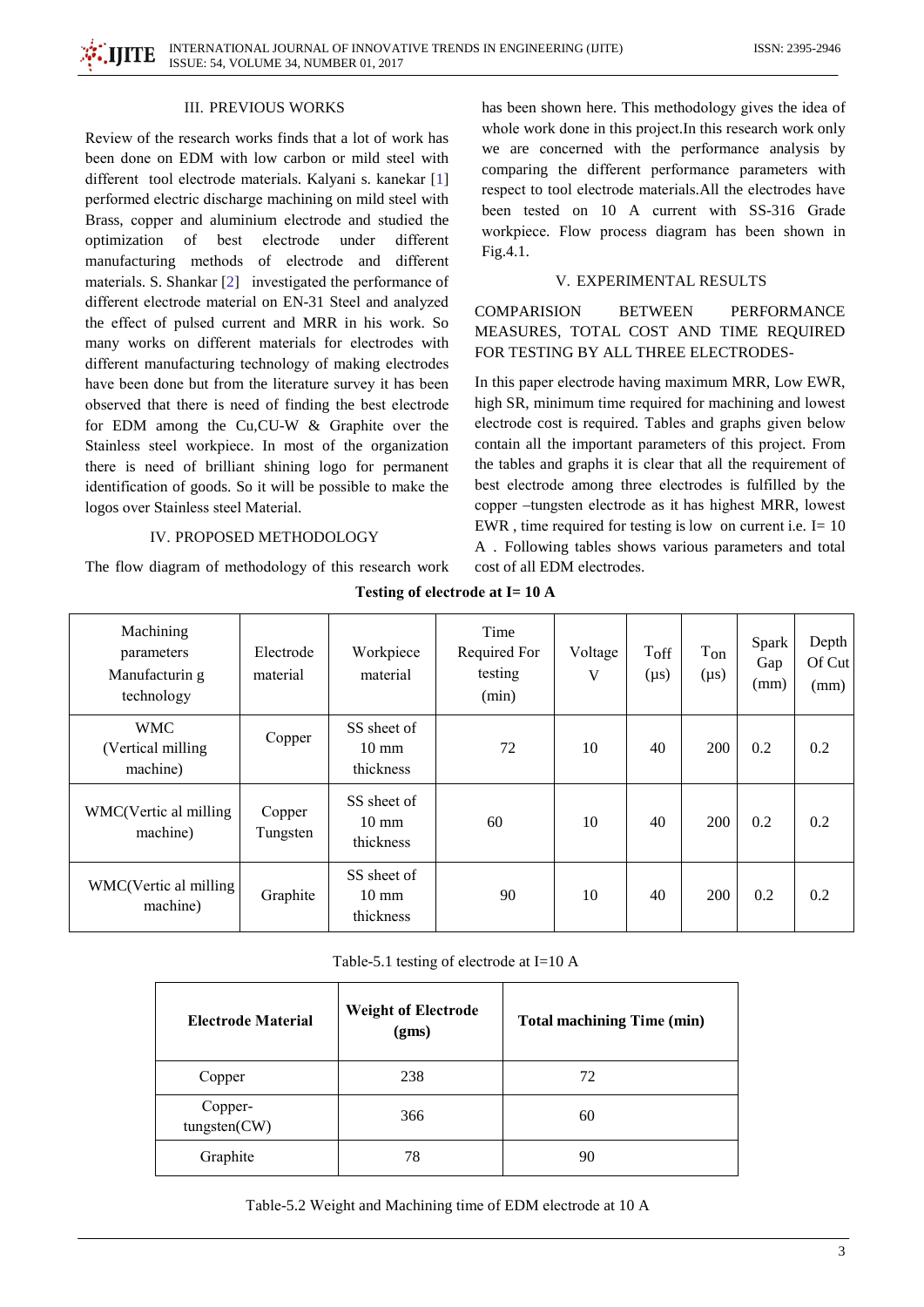## III. PREVIOUS WORKS

Review of the research works finds that a lot of work has been done on EDM with low carbon or mild steel with different tool electrode materials. Kalyani s. kanekar [1] performed electric discharge machining on mild steel with Brass, copper and aluminium electrode and studied the optimization of best electrode under different manufacturing methods of electrode and different materials. S. Shankar [2] investigated the performance of different electrode material on EN-31 Steel and analyzed the effect of pulsed current and MRR in his work. So many works on different materials for electrodes with different manufacturing technology of making electrodes have been done but from the literature survey it has been observed that there is need of finding the best electrode for EDM among the Cu,CU-W & Graphite over the Stainless steel workpiece. In most of the organization there is need of brilliant shining logo for permanent identification of goods. So it will be possible to make the logos over Stainless steel Material.

## IV. PROPOSED METHODOLOGY

The flow diagram of methodology of this research work has been shown here. This methodology gives the idea of whole work done in this project.In this research work only we are concerned with the performance analysis by comparing the different performance parameters with respect to tool electrode materials.All the electrodes have been tested on 10 A current with SS-316 Grade workpiece. Flow process diagram has been shown in Fig.4.1.

## V. EXPERIMENTAL RESULTS

COMPARISION BETWEEN PERFORMANCE MEASURES, TOTAL COST AND TIME REQUIRED FOR TESTING BY ALL THREE ELECTRODES-

In this paper electrode having maximum MRR, Low EWR, high SR, minimum time required for machining and lowest electrode cost is required. Tables and graphs given below contain all the important parameters of this project. From the tables and graphs it is clear that all the requirement of best electrode among three electrodes is fulfilled by the copper –tungsten electrode as it has highest MRR, lowest EWR , time required for testing is low on current i.e. I= 10 A . Following tables shows various parameters and total cost of all EDM electrodes.

**Testing of electrode at I= 10 A**

| Machining parameters Manufacturin g technology | Electrode material | Workpiece material | Time Required For testing (min) | Voltage V | $T_{off}$ (μs) | $T_{on}$ (μs) | Spark Gap (mm) | Depth Of Cut (mm) |
|---|---|---|---|---|---|---|---|---|
| WMC (Vertical milling machine) | Copper | SS sheet of 10 mm thickness | 72 | 10 | 40 | 200 | 0.2 | 0.2 |
| WMC(Vertic al milling machine) | Copper Tungsten | SS sheet of 10 mm thickness | 60 | 10 | 40 | 200 | 0.2 | 0.2 |
| WMC(Vertic al milling machine) | Graphite | SS sheet of 10 mm thickness | 90 | 10 | 40 | 200 | 0.2 | 0.2 |

Table-5.1 testing of electrode at I=10 A

| Electrode Material | Weight of Electrode (gms) | Total machining Time (min) |
|---|---|---|
| Copper | 238 | 72 |
| Copper-tungsten(CW) | 366 | 60 |
| Graphite | 78 | 90 |

Table-5.2 Weight and Machining time of EDM electrode at 10 A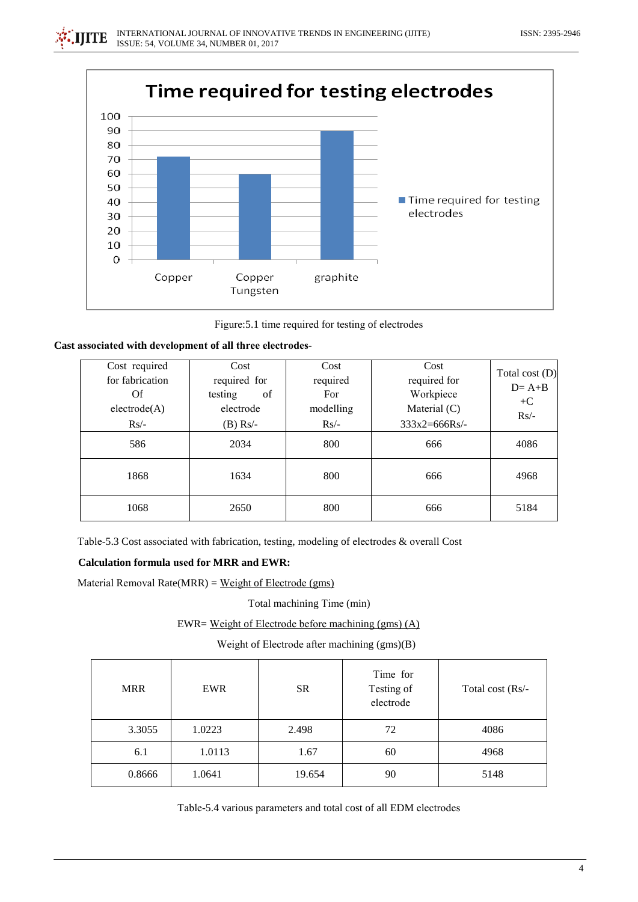Figure:5.1 time required for testing of electrodes

**Cast associated with development of all three electrodes-**

| Cost required for fabrication Of electrode(A) Rs/- | Cost required for testing of electrode (B) Rs/- | Cost required For modelling Rs/- | Cost required for Workpiece Material (C) 333x2=666Rs/- | Total cost (D) D= A+B +C Rs/- |
|---|---|---|---|---|
| 586 | 2034 | 800 | 666 | 4086 |
| 1868 | 1634 | 800 | 666 | 4968 |
| 1068 | 2650 | 800 | 666 | 5184 |

Table-5.3 Cost associated with fabrication, testing, modeling of electrodes & overall Cost

**Calculation formula used for MRR and EWR:**

$$\text{Material Removal Rate(MRR)} = \frac{\text{Weight of Electrode (gms)}}{\text{Total machining Time (min)}}$$

$$\text{EWR} = \frac{\text{Weight of Electrode before machining (gms) (A)}}{\text{Weight of Electrode after machining (gms)(B)}}$$

| MRR | EWR | SR | Time for Testing of electrode | Total cost (Rs/- |
|---|---|---|---|---|
| 3.3055 | 1.0223 | 2.498 | 72 | 4086 |
| 6.1 | 1.0113 | 1.67 | 60 | 4968 |
| 0.8666 | 1.0641 | 19.654 | 90 | 5148 |

Table-5.4 various parameters and total cost of all EDM electrodes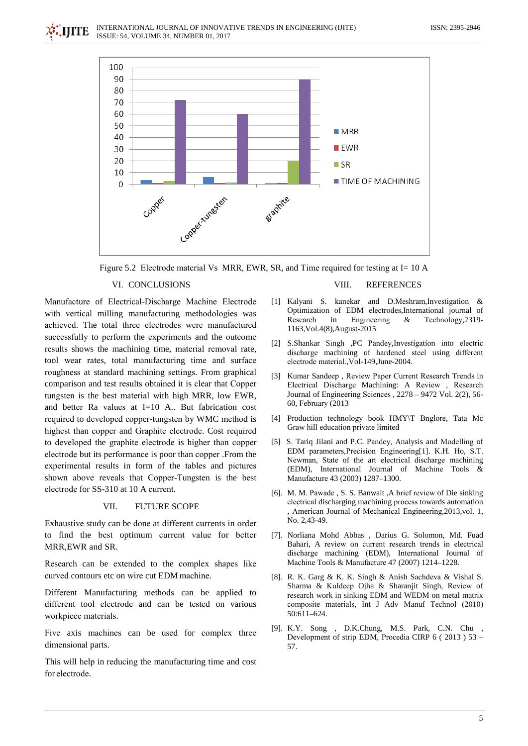100
90
80
70
60
50
40
30
20
10
0

Copper
Copper-tungsten
graphite

MRR
EWR
SR
TIME OF MACHINING

Figure 5.2 Electrode material Vs MRR, EWR, SR, and Time required for testing at I= 10 A

## VI. CONCLUSIONS

Manufacture of Electrical-Discharge Machine Electrode with vertical milling manufacturing methodologies was achieved. The total three electrodes were manufactured successfully to perform the experiments and the outcome results shows the machining time, material removal rate, tool wear rates, total manufacturing time and surface roughness at standard machining settings. From graphical comparison and test results obtained it is clear that Copper tungsten is the best material with high MRR, low EWR, and better Ra values at I=10 A.. But fabrication cost required to developed copper-tungsten by WMC method is highest than copper and Graphite electrode. Cost required to developed the graphite electrode is higher than copper electrode but its performance is poor than copper .From the experimental results in form of the tables and pictures shown above reveals that Copper-Tungsten is the best electrode for SS-310 at 10 A current.

## VII. FUTURE SCOPE

Exhaustive study can be done at different currents in order to find the best optimum current value for better MRR,EWR and SR.

Research can be extended to the complex shapes like curved contours etc on wire cut EDM machine.

Different Manufacturing methods can be applied to different tool electrode and can be tested on various workpiece materials.

Five axis machines can be used for complex three dimensional parts.

This will help in reducing the manufacturing time and cost for electrode.

## VIII. REFERENCES

[1] Kalyani S. kanekar and D.Meshram,Investigation & Optimization of EDM electrodes,International journal of Research in Engineering & Technology,2319-1163,Vol.4(8),August-2015

[2] S.Shankar Singh ,PC Pandey,Investigation into electric discharge machining of hardened steel using different electrode material.,Vol-149,June-2004.

[3] Kumar Sandeep , Review Paper Current Research Trends in Electrical Discharge Machining: A Review , Research Journal of Engineering Sciences , 2278 – 9472 Vol. 2(2), 56-60, February (2013

[4] Production technology book HMY\T Bnglore, Tata Mc Graw hill education private limited

[5] S. Tariq Jilani and P.C. Pandey, Analysis and Modelling of EDM parameters,Precision Engineering[1]. K.H. Ho, S.T. Newman, State of the art electrical discharge machining (EDM), International Journal of Machine Tools & Manufacture 43 (2003) 1287–1300.

[6]. M. M. Pawade , S. S. Banwait ,A brief review of Die sinking electrical discharging machining process towards automation , American Journal of Mechanical Engineering,2013,vol. 1, No. 2,43-49.

[7]. Norliana Mohd Abbas , Darius G. Solomon, Md. Fuad Bahari, A review on current research trends in electrical discharge machining (EDM), International Journal of Machine Tools & Manufacture 47 (2007) 1214–1228.

[8]. R. K. Garg & K. K. Singh & Anish Sachdeva & Vishal S. Sharma & Kuldeep Ojha & Sharanjit Singh, Review of research work in sinking EDM and WEDM on metal matrix composite materials, Int J Adv Manuf Technol (2010) 50:611–624.

[9]. K.Y. Song , D.K.Chung, M.S. Park, C.N. Chu , Development of strip EDM, Procedia CIRP 6 ( 2013 ) 53 – 57.